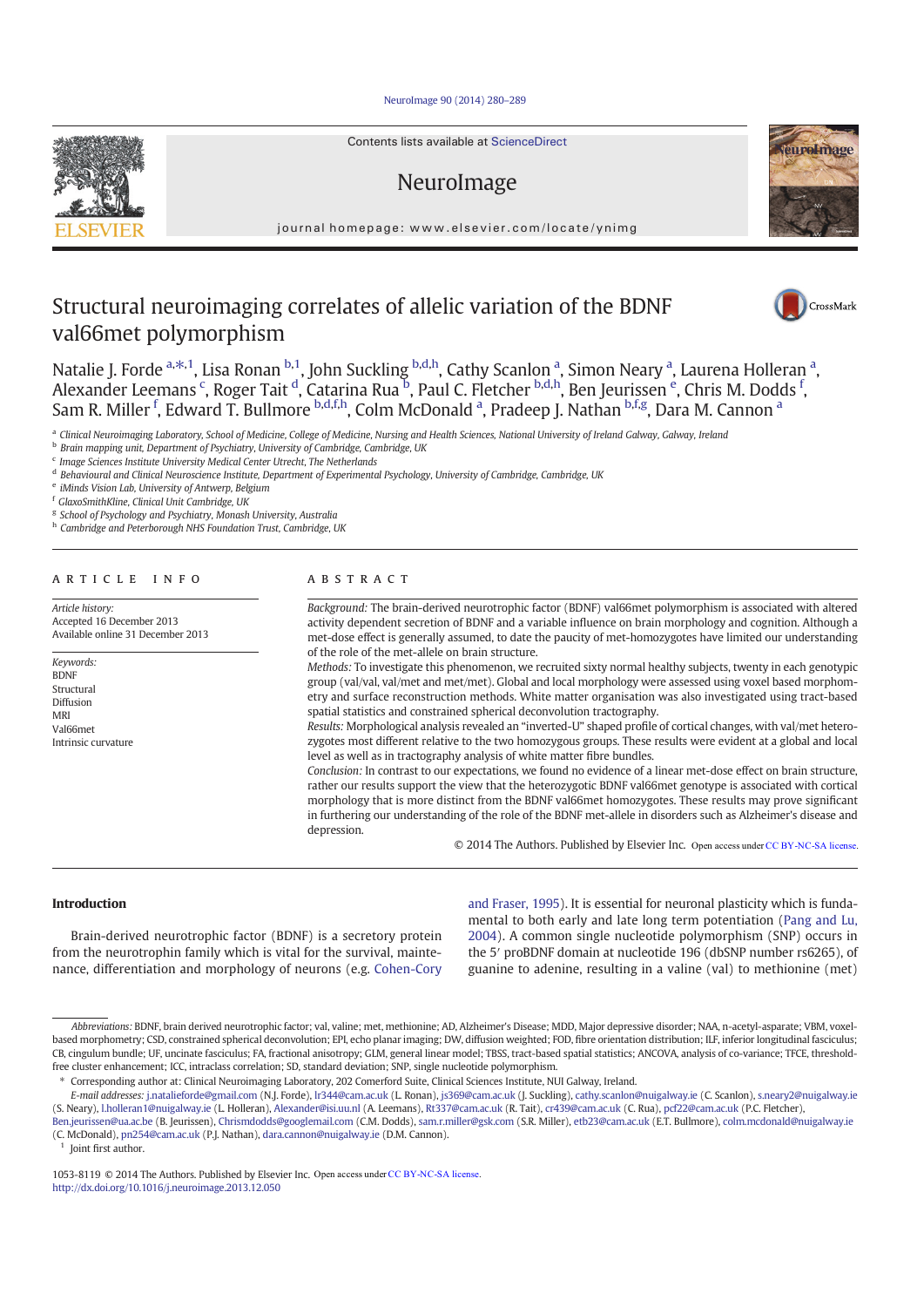# Structural neuroimaging correlates of allelic variation of the BDNF val66met polymorphism

Natalie J. Forde [a,*,1], Lisa Ronan [b,1], John Suckling [b,d,h], Cathy Scanlon [a], Simon Neary [a], Laurena Holleran [a], Alexander Leemans [c], Roger Tait [d], Catarina Rua [b], Paul C. Fletcher [b,d,h], Ben Jeurissen [e], Chris M. Dodds [f], Sam R. Miller [f], Edward T. Bullmore [b,d,f,h], Colm McDonald [a], Pradeep J. Nathan [b,f,g], Dara M. Cannon [a]

[a] Clinical Neuroimaging Laboratory, School of Medicine, College of Medicine, Nursing and Health Sciences, National University of Ireland Galway, Galway, Ireland
[b] Brain mapping unit, Department of Psychiatry, University of Cambridge, Cambridge, UK
[c] Image Sciences Institute University Medical Center Utrecht, The Netherlands
[d] Behavioural and Clinical Neuroscience Institute, Department of Experimental Psychology, University of Cambridge, Cambridge, UK
[e] iMinds Vision Lab, University of Antwerp, Belgium
[f] GlaxoSmithKline, Clinical Unit Cambridge, UK
[g] School of Psychology and Psychiatry, Monash University, Australia
[h] Cambridge and Peterborough NHS Foundation Trust, Cambridge, UK

## ARTICLE INFO

*Article history:*
Accepted 16 December 2013
Available online 31 December 2013

*Keywords:*
BDNF
Structural
Diffusion
MRI
Val66met
Intrinsic curvature

## ABSTRACT

*Background:* The brain-derived neurotrophic factor (BDNF) val66met polymorphism is associated with altered activity dependent secretion of BDNF and a variable influence on brain morphology and cognition. Although a met-dose effect is generally assumed, to date the paucity of met-homozygotes have limited our understanding of the role of the met-allele on brain structure.

*Methods:* To investigate this phenomenon, we recruited sixty normal healthy subjects, twenty in each genotypic group (val/val, val/met and met/met). Global and local morphology were assessed using voxel based morphometry and surface reconstruction methods. White matter organisation was also investigated using tract-based spatial statistics and constrained spherical deconvolution tractography.

*Results:* Morphological analysis revealed an "inverted-U" shaped profile of cortical changes, with val/met heterozygotes most different relative to the two homozygous groups. These results were evident at a global and local level as well as in tractography analysis of white matter fibre bundles.

*Conclusion:* In contrast to our expectations, we found no evidence of a linear met-dose effect on brain structure, rather our results support the view that the heterozygotic BDNF val66met genotype is associated with cortical morphology that is more distinct from the BDNF val66met homozygotes. These results may prove significant in furthering our understanding of the role of the BDNF met-allele in disorders such as Alzheimer's disease and depression.

© 2014 The Authors. Published by Elsevier Inc. Open access under CC BY-NC-SA license.

## Introduction

Brain-derived neurotrophic factor (BDNF) is a secretory protein from the neurotrophin family which is vital for the survival, maintenance, differentiation and morphology of neurons (e.g. Cohen-Cory and Fraser, 1995). It is essential for neuronal plasticity which is fundamental to both early and late long term potentiation (Pang and Lu, 2004). A common single nucleotide polymorphism (SNP) occurs in the 5′ proBDNF domain at nucleotide 196 (dbSNP number rs6265), of guanine to adenine, resulting in a valine (val) to methionine (met)

*Abbreviations:* BDNF, brain derived neurotrophic factor; val, valine; met, methionine; AD, Alzheimer's Disease; MDD, Major depressive disorder; NAA, n-acetyl-asparate; VBM, voxel-based morphometry; CSD, constrained spherical deconvolution; EPI, echo planar imaging; DW, diffusion weighted; FOD, fibre orientation distribution; ILF, inferior longitudinal fasciculus; CB, cingulum bundle; UF, uncinate fasciculus; FA, fractional anisotropy; GLM, general linear model; TBSS, tract-based spatial statistics; ANCOVA, analysis of co-variance; TFCE, threshold-free cluster enhancement; ICC, intraclass correlation; SD, standard deviation; SNP, single nucleotide polymorphism.

\* Corresponding author at: Clinical Neuroimaging Laboratory, 202 Comerford Suite, Clinical Sciences Institute, NUI Galway, Ireland.

*E-mail addresses:* j.natalieforde@gmail.com (N.J. Forde), lr344@cam.ac.uk (L. Ronan), js369@cam.ac.uk (J. Suckling), cathy.scanlon@nuigalway.ie (C. Scanlon), s.neary2@nuigalway.ie (S. Neary), l.holleran1@nuigalway.ie (L. Holleran), Alexander@isi.uu.nl (A. Leemans), Rt337@cam.ac.uk (R. Tait), cr439@cam.ac.uk (C. Rua), pcf22@cam.ac.uk (P.C. Fletcher), Ben.jeurissen@ua.ac.be (B. Jeurissen), Chrismdodds@googlemail.com (C.M. Dodds), sam.r.miller@gsk.com (S.R. Miller), etb23@cam.ac.uk (E.T. Bullmore), colm.mcdonald@nuigalway.ie (C. McDonald), pn254@cam.ac.uk (P.J. Nathan), dara.cannon@nuigalway.ie (D.M. Cannon).

[1] Joint first author.

1053-8119 © 2014 The Authors. Published by Elsevier Inc. Open access under CC BY-NC-SA license.
http://dx.doi.org/10.1016/j.neuroimage.2013.12.050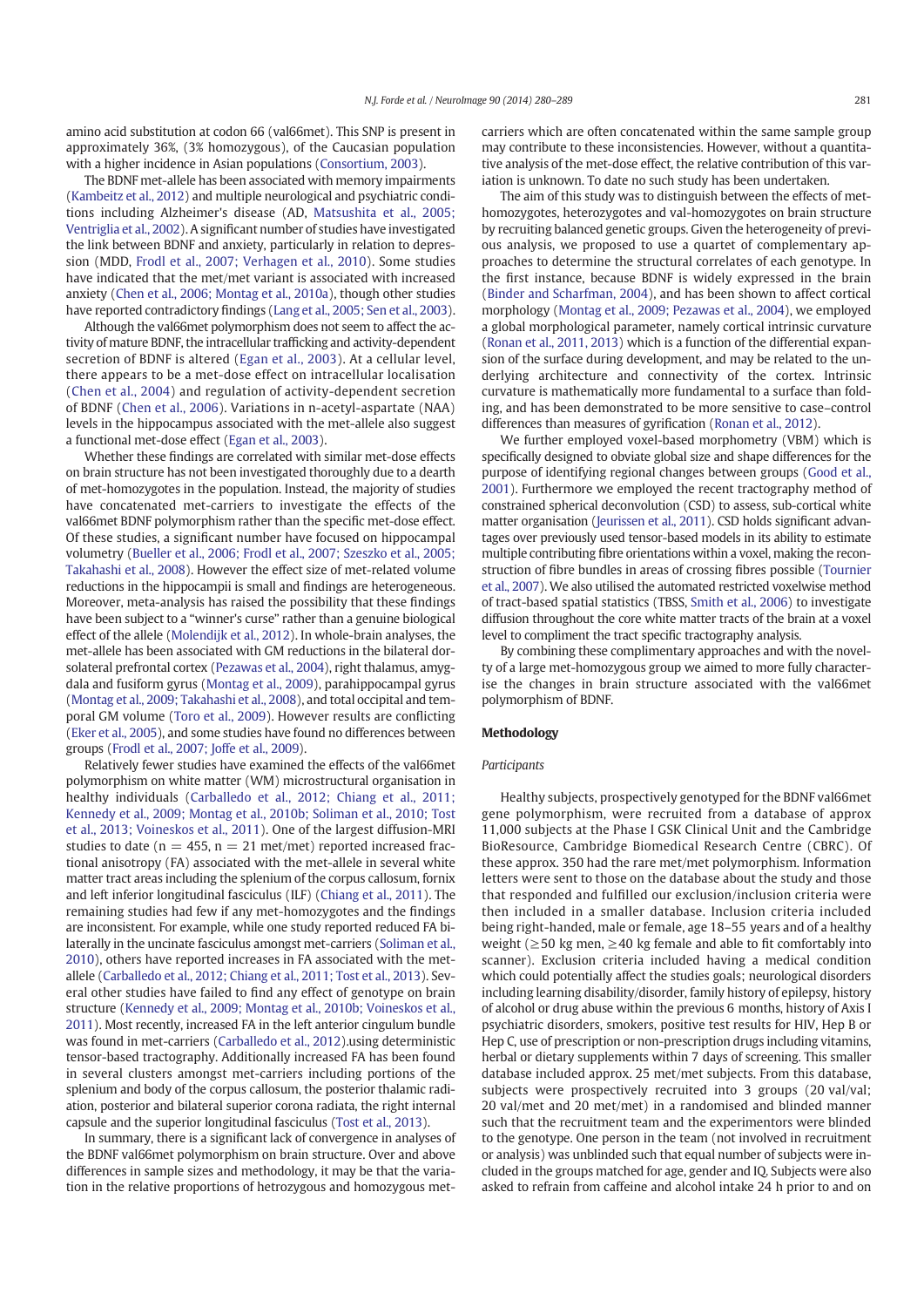amino acid substitution at codon 66 (val66met). This SNP is present in approximately 36%, (3% homozygous), of the Caucasian population with a higher incidence in Asian populations (Consortium, 2003).

The BDNF met-allele has been associated with memory impairments (Kambeitz et al., 2012) and multiple neurological and psychiatric conditions including Alzheimer's disease (AD, Matsushita et al., 2005; Ventriglia et al., 2002). A significant number of studies have investigated the link between BDNF and anxiety, particularly in relation to depression (MDD, Frodl et al., 2007; Verhagen et al., 2010). Some studies have indicated that the met/met variant is associated with increased anxiety (Chen et al., 2006; Montag et al., 2010a), though other studies have reported contradictory findings (Lang et al., 2005; Sen et al., 2003).

Although the val66met polymorphism does not seem to affect the activity of mature BDNF, the intracellular trafficking and activity-dependent secretion of BDNF is altered (Egan et al., 2003). At a cellular level, there appears to be a met-dose effect on intracellular localisation (Chen et al., 2004) and regulation of activity-dependent secretion of BDNF (Chen et al., 2006). Variations in n-acetyl-aspartate (NAA) levels in the hippocampus associated with the met-allele also suggest a functional met-dose effect (Egan et al., 2003).

Whether these findings are correlated with similar met-dose effects on brain structure has not been investigated thoroughly due to a dearth of met-homozygotes in the population. Instead, the majority of studies have concatenated met-carriers to investigate the effects of the val66met BDNF polymorphism rather than the specific met-dose effect. Of these studies, a significant number have focused on hippocampal volumetry (Bueller et al., 2006; Frodl et al., 2007; Szeszko et al., 2005; Takahashi et al., 2008). However the effect size of met-related volume reductions in the hippocampii is small and findings are heterogeneous. Moreover, meta-analysis has raised the possibility that these findings have been subject to a "winner's curse" rather than a genuine biological effect of the allele (Molendijk et al., 2012). In whole-brain analyses, the met-allele has been associated with GM reductions in the bilateral dorsolateral prefrontal cortex (Pezawas et al., 2004), right thalamus, amygdala and fusiform gyrus (Montag et al., 2009), parahippocampal gyrus (Montag et al., 2009; Takahashi et al., 2008), and total occipital and temporal GM volume (Toro et al., 2009). However results are conflicting (Eker et al., 2005), and some studies have found no differences between groups (Frodl et al., 2007; Joffe et al., 2009).

Relatively fewer studies have examined the effects of the val66met polymorphism on white matter (WM) microstructural organisation in healthy individuals (Carballedo et al., 2012; Chiang et al., 2011; Kennedy et al., 2009; Montag et al., 2010b; Soliman et al., 2010; Tost et al., 2013; Voineskos et al., 2011). One of the largest diffusion-MRI studies to date ($n = 455$, $n = 21$ met/met) reported increased fractional anisotropy (FA) associated with the met-allele in several white matter tract areas including the splenium of the corpus callosum, fornix and left inferior longitudinal fasciculus (ILF) (Chiang et al., 2011). The remaining studies had few if any met-homozygotes and the findings are inconsistent. For example, while one study reported reduced FA bilaterally in the uncinate fasciculus amongst met-carriers (Soliman et al., 2010), others have reported increases in FA associated with the met-allele (Carballedo et al., 2012; Chiang et al., 2011; Tost et al., 2013). Several other studies have failed to find any effect of genotype on brain structure (Kennedy et al., 2009; Montag et al., 2010b; Voineskos et al., 2011). Most recently, increased FA in the left anterior cingulum bundle was found in met-carriers (Carballedo et al., 2012).using deterministic tensor-based tractography. Additionally increased FA has been found in several clusters amongst met-carriers including portions of the splenium and body of the corpus callosum, the posterior thalamic radiation, posterior and bilateral superior corona radiata, the right internal capsule and the superior longitudinal fasciculus (Tost et al., 2013).

In summary, there is a significant lack of convergence in analyses of the BDNF val66met polymorphism on brain structure. Over and above differences in sample sizes and methodology, it may be that the variation in the relative proportions of hetrozygous and homozygous met-carriers which are often concatenated within the same sample group may contribute to these inconsistencies. However, without a quantitative analysis of the met-dose effect, the relative contribution of this variation is unknown. To date no such study has been undertaken.

The aim of this study was to distinguish between the effects of met-homozygotes, heterozygotes and val-homozygotes on brain structure by recruiting balanced genetic groups. Given the heterogeneity of previous analysis, we proposed to use a quartet of complementary approaches to determine the structural correlates of each genotype. In the first instance, because BDNF is widely expressed in the brain (Binder and Scharfman, 2004), and has been shown to affect cortical morphology (Montag et al., 2009; Pezawas et al., 2004), we employed a global morphological parameter, namely cortical intrinsic curvature (Ronan et al., 2011, 2013) which is a function of the differential expansion of the surface during development, and may be related to the underlying architecture and connectivity of the cortex. Intrinsic curvature is mathematically more fundamental to a surface than folding, and has been demonstrated to be more sensitive to case–control differences than measures of gyrification (Ronan et al., 2012).

We further employed voxel-based morphometry (VBM) which is specifically designed to obviate global size and shape differences for the purpose of identifying regional changes between groups (Good et al., 2001). Furthermore we employed the recent tractography method of constrained spherical deconvolution (CSD) to assess, sub-cortical white matter organisation (Jeurissen et al., 2011). CSD holds significant advantages over previously used tensor-based models in its ability to estimate multiple contributing fibre orientations within a voxel, making the reconstruction of fibre bundles in areas of crossing fibres possible (Tournier et al., 2007). We also utilised the automated restricted voxelwise method of tract-based spatial statistics (TBSS, Smith et al., 2006) to investigate diffusion throughout the core white matter tracts of the brain at a voxel level to compliment the tract specific tractography analysis.

By combining these complimentary approaches and with the novelty of a large met-homozygous group we aimed to more fully characterise the changes in brain structure associated with the val66met polymorphism of BDNF.

## Methodology

### *Participants*

Healthy subjects, prospectively genotyped for the BDNF val66met gene polymorphism, were recruited from a database of approx 11,000 subjects at the Phase I GSK Clinical Unit and the Cambridge BioResource, Cambridge Biomedical Research Centre (CBRC). Of these approx. 350 had the rare met/met polymorphism. Information letters were sent to those on the database about the study and those that responded and fulfilled our exclusion/inclusion criteria were then included in a smaller database. Inclusion criteria included being right-handed, male or female, age 18–55 years and of a healthy weight ($\geq$50 kg men, $\geq$40 kg female and able to fit comfortably into scanner). Exclusion criteria included having a medical condition which could potentially affect the studies goals; neurological disorders including learning disability/disorder, family history of epilepsy, history of alcohol or drug abuse within the previous 6 months, history of Axis I psychiatric disorders, smokers, positive test results for HIV, Hep B or Hep C, use of prescription or non-prescription drugs including vitamins, herbal or dietary supplements within 7 days of screening. This smaller database included approx. 25 met/met subjects. From this database, subjects were prospectively recruited into 3 groups (20 val/val; 20 val/met and 20 met/met) in a randomised and blinded manner such that the recruitment team and the experimentors were blinded to the genotype. One person in the team (not involved in recruitment or analysis) was unblinded such that equal number of subjects were included in the groups matched for age, gender and IQ. Subjects were also asked to refrain from caffeine and alcohol intake 24 h prior to and on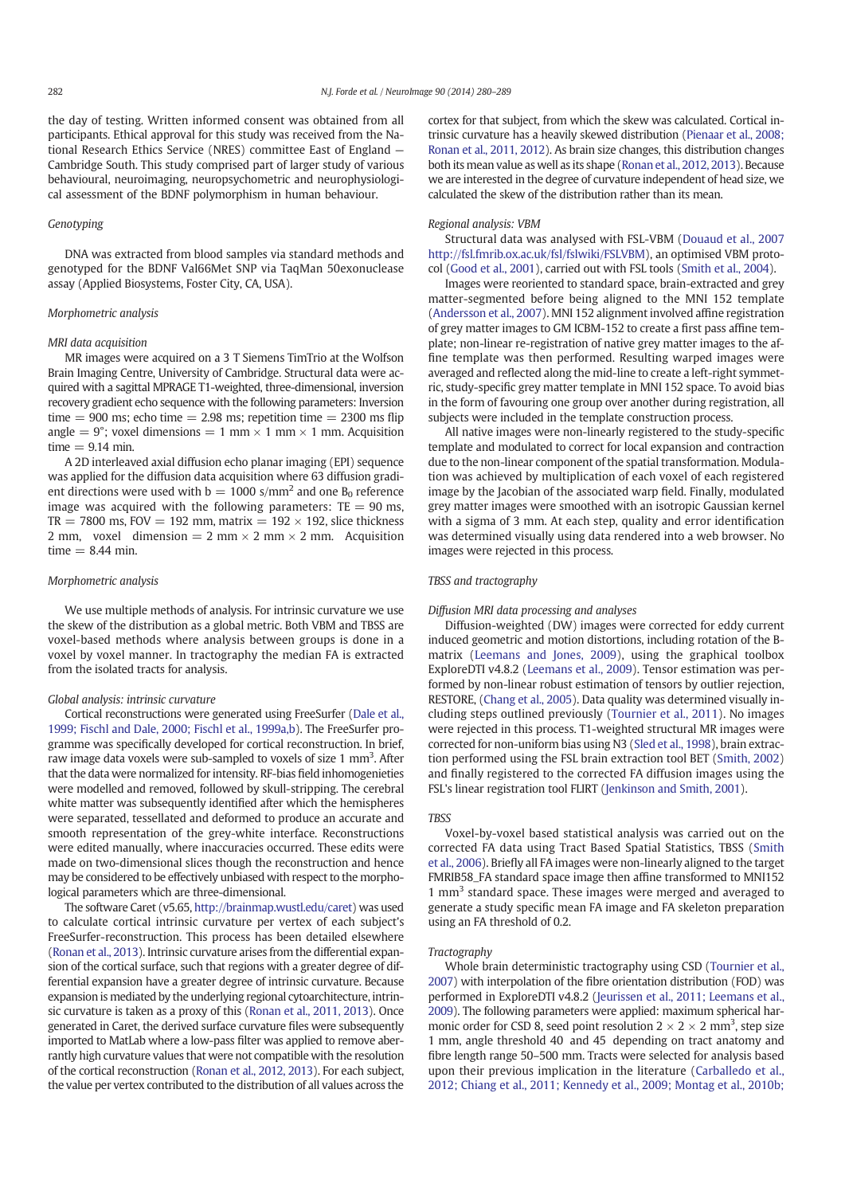the day of testing. Written informed consent was obtained from all participants. Ethical approval for this study was received from the National Research Ethics Service (NRES) committee East of England — Cambridge South. This study comprised part of larger study of various behavioural, neuroimaging, neuropsychometric and neurophysiological assessment of the BDNF polymorphism in human behaviour.

### Genotyping

DNA was extracted from blood samples via standard methods and genotyped for the BDNF Val66Met SNP via TaqMan 50exonuclease assay (Applied Biosystems, Foster City, CA, USA).

### Morphometric analysis

#### MRI data acquisition

MR images were acquired on a 3 T Siemens TimTrio at the Wolfson Brain Imaging Centre, University of Cambridge. Structural data were acquired with a sagittal MPRAGE T1-weighted, three-dimensional, inversion recovery gradient echo sequence with the following parameters: Inversion time = 900 ms; echo time = 2.98 ms; repetition time = 2300 ms flip angle = 9°; voxel dimensions = 1 mm × 1 mm × 1 mm. Acquisition time = 9.14 min.

A 2D interleaved axial diffusion echo planar imaging (EPI) sequence was applied for the diffusion data acquisition where 63 diffusion gradient directions were used with b = 1000 s/mm$^2$ and one $B_0$ reference image was acquired with the following parameters: TE = 90 ms, TR = 7800 ms, FOV = 192 mm, matrix = 192 × 192, slice thickness 2 mm, voxel dimension = 2 mm × 2 mm × 2 mm. Acquisition time = 8.44 min.

### Morphometric analysis

We use multiple methods of analysis. For intrinsic curvature we use the skew of the distribution as a global metric. Both VBM and TBSS are voxel-based methods where analysis between groups is done in a voxel by voxel manner. In tractography the median FA is extracted from the isolated tracts for analysis.

#### Global analysis: intrinsic curvature

Cortical reconstructions were generated using FreeSurfer (Dale et al., 1999; Fischl and Dale, 2000; Fischl et al., 1999a,b). The FreeSurfer programme was specifically developed for cortical reconstruction. In brief, raw image data voxels were sub-sampled to voxels of size 1 mm$^3$. After that the data were normalized for intensity. RF-bias field inhomogenieties were modelled and removed, followed by skull-stripping. The cerebral white matter was subsequently identified after which the hemispheres were separated, tessellated and deformed to produce an accurate and smooth representation of the grey-white interface. Reconstructions were edited manually, where inaccuracies occurred. These edits were made on two-dimensional slices though the reconstruction and hence may be considered to be effectively unbiased with respect to the morphological parameters which are three-dimensional.

The software Caret (v5.65, http://brainmap.wustl.edu/caret) was used to calculate cortical intrinsic curvature per vertex of each subject's FreeSurfer-reconstruction. This process has been detailed elsewhere (Ronan et al., 2013). Intrinsic curvature arises from the differential expansion of the cortical surface, such that regions with a greater degree of differential expansion have a greater degree of intrinsic curvature. Because expansion is mediated by the underlying regional cytoarchitecture, intrinsic curvature is taken as a proxy of this (Ronan et al., 2011, 2013). Once generated in Caret, the derived surface curvature files were subsequently imported to MatLab where a low-pass filter was applied to remove aberrantly high curvature values that were not compatible with the resolution of the cortical reconstruction (Ronan et al., 2012, 2013). For each subject, the value per vertex contributed to the distribution of all values across the cortex for that subject, from which the skew was calculated. Cortical intrinsic curvature has a heavily skewed distribution (Pienaar et al., 2008; Ronan et al., 2011, 2012). As brain size changes, this distribution changes both its mean value as well as its shape (Ronan et al., 2012, 2013). Because we are interested in the degree of curvature independent of head size, we calculated the skew of the distribution rather than its mean.

#### Regional analysis: VBM

Structural data was analysed with FSL-VBM (Douaud et al., 2007 http://fsl.fmrib.ox.ac.uk/fsl/fslwiki/FSLVBM), an optimised VBM protocol (Good et al., 2001), carried out with FSL tools (Smith et al., 2004).

Images were reoriented to standard space, brain-extracted and grey matter-segmented before being aligned to the MNI 152 template (Andersson et al., 2007). MNI 152 alignment involved affine registration of grey matter images to GM ICBM-152 to create a first pass affine template; non-linear re-registration of native grey matter images to the affine template was then performed. Resulting warped images were averaged and reflected along the mid-line to create a left-right symmetric, study-specific grey matter template in MNI 152 space. To avoid bias in the form of favouring one group over another during registration, all subjects were included in the template construction process.

All native images were non-linearly registered to the study-specific template and modulated to correct for local expansion and contraction due to the non-linear component of the spatial transformation. Modulation was achieved by multiplication of each voxel of each registered image by the Jacobian of the associated warp field. Finally, modulated grey matter images were smoothed with an isotropic Gaussian kernel with a sigma of 3 mm. At each step, quality and error identification was determined visually using data rendered into a web browser. No images were rejected in this process.

### TBSS and tractography

#### Diffusion MRI data processing and analyses

Diffusion-weighted (DW) images were corrected for eddy current induced geometric and motion distortions, including rotation of the B-matrix (Leemans and Jones, 2009), using the graphical toolbox ExploreDTI v4.8.2 (Leemans et al., 2009). Tensor estimation was performed by non-linear robust estimation of tensors by outlier rejection, RESTORE, (Chang et al., 2005). Data quality was determined visually including steps outlined previously (Tournier et al., 2011). No images were rejected in this process. T1-weighted structural MR images were corrected for non-uniform bias using N3 (Sled et al., 1998), brain extraction performed using the FSL brain extraction tool BET (Smith, 2002) and finally registered to the corrected FA diffusion images using the FSL's linear registration tool FLIRT (Jenkinson and Smith, 2001).

#### TBSS

Voxel-by-voxel based statistical analysis was carried out on the corrected FA data using Tract Based Spatial Statistics, TBSS (Smith et al., 2006). Briefly all FA images were non-linearly aligned to the target FMRIB58_FA standard space image then affine transformed to MNI152 1 mm$^3$ standard space. These images were merged and averaged to generate a study specific mean FA image and FA skeleton preparation using an FA threshold of 0.2.

#### Tractography

Whole brain deterministic tractography using CSD (Tournier et al., 2007) with interpolation of the fibre orientation distribution (FOD) was performed in ExploreDTI v4.8.2 (Jeurissen et al., 2011; Leemans et al., 2009). The following parameters were applied: maximum spherical harmonic order for CSD 8, seed point resolution 2 × 2 × 2 mm$^3$, step size 1 mm, angle threshold 40 and 45 depending on tract anatomy and fibre length range 50–500 mm. Tracts were selected for analysis based upon their previous implication in the literature (Carballedo et al., 2012; Chiang et al., 2011; Kennedy et al., 2009; Montag et al., 2010b;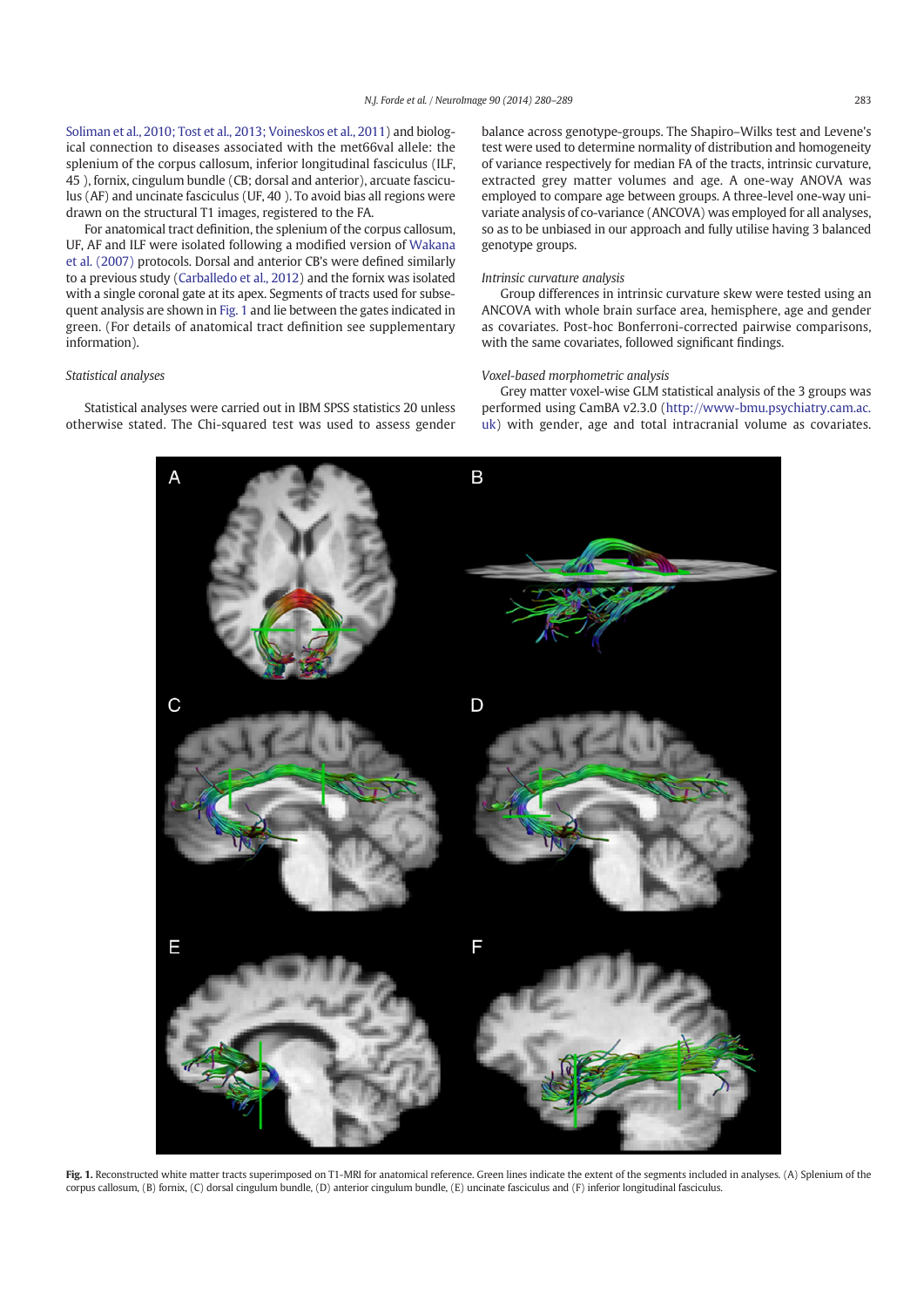Soliman et al., 2010; Tost et al., 2013; Voineskos et al., 2011) and biological connection to diseases associated with the met66val allele: the splenium of the corpus callosum, inferior longitudinal fasciculus (ILF, 45 ), fornix, cingulum bundle (CB; dorsal and anterior), arcuate fasciculus (AF) and uncinate fasciculus (UF, 40 ). To avoid bias all regions were drawn on the structural T1 images, registered to the FA.

For anatomical tract definition, the splenium of the corpus callosum, UF, AF and ILF were isolated following a modified version of Wakana et al. (2007) protocols. Dorsal and anterior CB's were defined similarly to a previous study (Carballedo et al., 2012) and the fornix was isolated with a single coronal gate at its apex. Segments of tracts used for subsequent analysis are shown in Fig. 1 and lie between the gates indicated in green. (For details of anatomical tract definition see supplementary information).

### Statistical analyses

Statistical analyses were carried out in IBM SPSS statistics 20 unless otherwise stated. The Chi-squared test was used to assess gender balance across genotype-groups. The Shapiro–Wilks test and Levene's test were used to determine normality of distribution and homogeneity of variance respectively for median FA of the tracts, intrinsic curvature, extracted grey matter volumes and age. A one-way ANOVA was employed to compare age between groups. A three-level one-way univariate analysis of co-variance (ANCOVA) was employed for all analyses, so as to be unbiased in our approach and fully utilise having 3 balanced genotype groups.

### Intrinsic curvature analysis

Group differences in intrinsic curvature skew were tested using an ANCOVA with whole brain surface area, hemisphere, age and gender as covariates. Post-hoc Bonferroni-corrected pairwise comparisons, with the same covariates, followed significant findings.

### Voxel-based morphometric analysis

Grey matter voxel-wise GLM statistical analysis of the 3 groups was performed using CamBA v2.3.0 (http://www-bmu.psychiatry.cam.ac.uk) with gender, age and total intracranial volume as covariates.

**Fig. 1.** Reconstructed white matter tracts superimposed on T1-MRI for anatomical reference. Green lines indicate the extent of the segments included in analyses. (A) Splenium of the corpus callosum, (B) fornix, (C) dorsal cingulum bundle, (D) anterior cingulum bundle, (E) uncinate fasciculus and (F) inferior longitudinal fasciculus.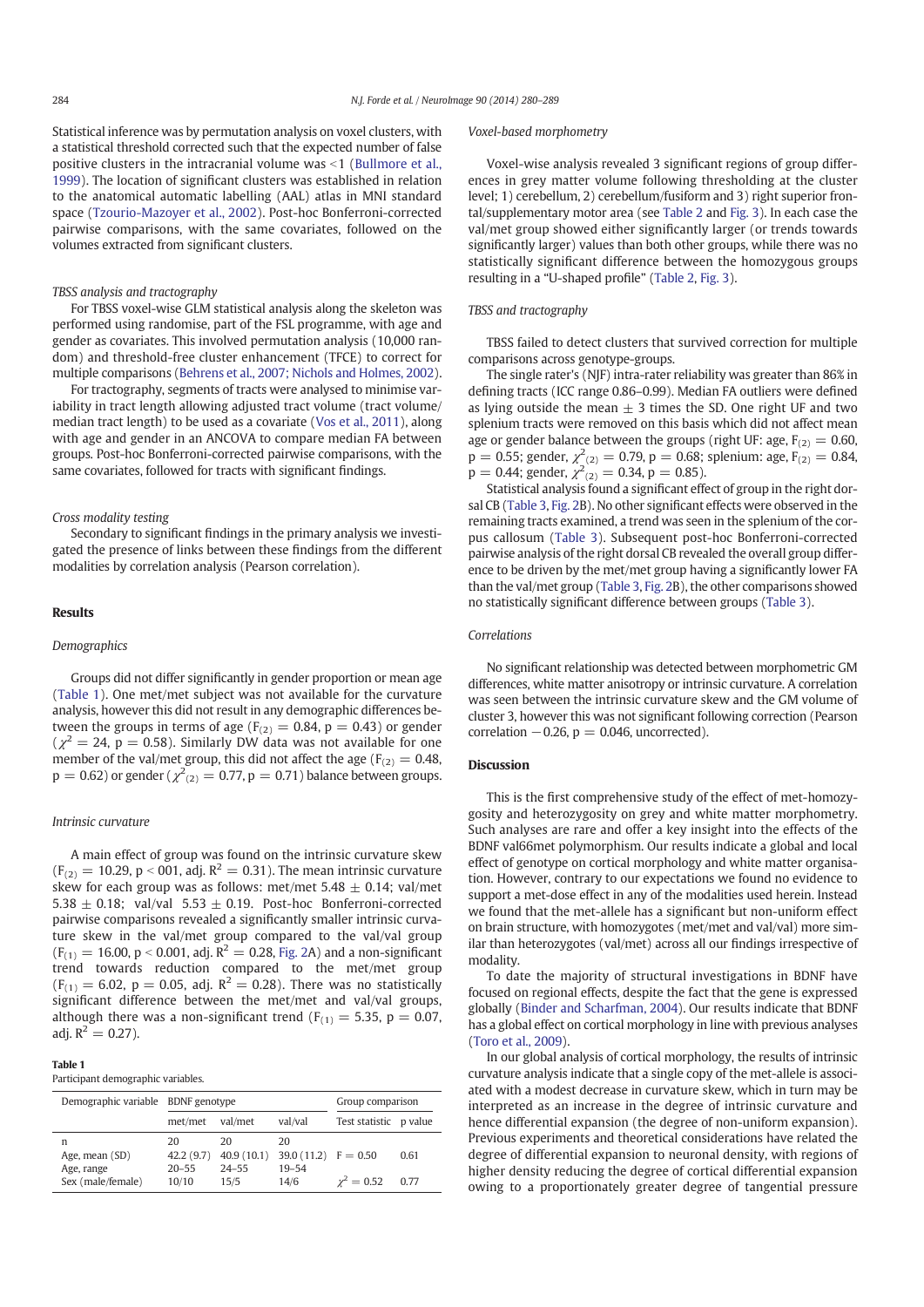Statistical inference was by permutation analysis on voxel clusters, with a statistical threshold corrected such that the expected number of false positive clusters in the intracranial volume was <1 (Bullmore et al., 1999). The location of significant clusters was established in relation to the anatomical automatic labelling (AAL) atlas in MNI standard space (Tzourio-Mazoyer et al., 2002). Post-hoc Bonferroni-corrected pairwise comparisons, with the same covariates, followed on the volumes extracted from significant clusters.

*TBSS analysis and tractography*

For TBSS voxel-wise GLM statistical analysis along the skeleton was performed using randomise, part of the FSL programme, with age and gender as covariates. This involved permutation analysis (10,000 random) and threshold-free cluster enhancement (TFCE) to correct for multiple comparisons (Behrens et al., 2007; Nichols and Holmes, 2002).

For tractography, segments of tracts were analysed to minimise variability in tract length allowing adjusted tract volume (tract volume/median tract length) to be used as a covariate (Vos et al., 2011), along with age and gender in an ANCOVA to compare median FA between groups. Post-hoc Bonferroni-corrected pairwise comparisons, with the same covariates, followed for tracts with significant findings.

*Cross modality testing*

Secondary to significant findings in the primary analysis we investigated the presence of links between these findings from the different modalities by correlation analysis (Pearson correlation).

## Results

*Demographics*

Groups did not differ significantly in gender proportion or mean age (Table 1). One met/met subject was not available for the curvature analysis, however this did not result in any demographic differences between the groups in terms of age ($F_{(2)} = 0.84$, $p = 0.43$) or gender ($\chi^2 = 24$, $p = 0.58$). Similarly DW data was not available for one member of the val/met group, this did not affect the age ($F_{(2)} = 0.48$, $p = 0.62$) or gender ($\chi^2_{(2)} = 0.77$, $p = 0.71$) balance between groups.

*Intrinsic curvature*

A main effect of group was found on the intrinsic curvature skew ($F_{(2)} = 10.29$, $p < 001$, adj. $R^2 = 0.31$). The mean intrinsic curvature skew for each group was as follows: met/met $5.48 \pm 0.14$; val/met $5.38 \pm 0.18$; val/val $5.53 \pm 0.19$. Post-hoc Bonferroni-corrected pairwise comparisons revealed a significantly smaller intrinsic curvature skew in the val/met group compared to the val/val group ($F_{(1)} = 16.00$, $p < 0.001$, adj. $R^2 = 0.28$, Fig. 2A) and a non-significant trend towards reduction compared to the met/met group ($F_{(1)} = 6.02$, $p = 0.05$, adj. $R^2 = 0.28$). There was no statistically significant difference between the met/met and val/val groups, although there was a non-significant trend ($F_{(1)} = 5.35$, $p = 0.07$, adj. $R^2 = 0.27$).

**Table 1**
Participant demographic variables.

| Demographic variable | BDNF genotype | | | Group comparison | |
|---|---|---|---|---|---|
| | met/met | val/met | val/val | Test statistic | p value |
| n | 20 | 20 | 20 | | |
| Age, mean (SD) | 42.2 (9.7) | 40.9 (10.1) | 39.0 (11.2) | F = 0.50 | 0.61 |
| Age, range | 20–55 | 24–55 | 19–54 | | |
| Sex (male/female) | 10/10 | 15/5 | 14/6 | $\chi^2 = 0.52$ | 0.77 |

*Voxel-based morphometry*

Voxel-wise analysis revealed 3 significant regions of group differences in grey matter volume following thresholding at the cluster level; 1) cerebellum, 2) cerebellum/fusiform and 3) right superior frontal/supplementary motor area (see Table 2 and Fig. 3). In each case the val/met group showed either significantly larger (or trends towards significantly larger) values than both other groups, while there was no statistically significant difference between the homozygous groups resulting in a "U-shaped profile" (Table 2, Fig. 3).

*TBSS and tractography*

TBSS failed to detect clusters that survived correction for multiple comparisons across genotype-groups.

The single rater's (NJF) intra-rater reliability was greater than 86% in defining tracts (ICC range 0.86–0.99). Median FA outliers were defined as lying outside the mean ± 3 times the SD. One right UF and two splenium tracts were removed on this basis which did not affect mean age or gender balance between the groups (right UF: age, $F_{(2)} = 0.60$, $p = 0.55$; gender, $\chi^2_{(2)} = 0.79$, $p = 0.68$; splenium: age, $F_{(2)} = 0.84$, $p = 0.44$; gender, $\chi^2_{(2)} = 0.34$, $p = 0.85$).

Statistical analysis found a significant effect of group in the right dorsal CB (Table 3, Fig. 2B). No other significant effects were observed in the remaining tracts examined, a trend was seen in the splenium of the corpus callosum (Table 3). Subsequent post-hoc Bonferroni-corrected pairwise analysis of the right dorsal CB revealed the overall group difference to be driven by the met/met group having a significantly lower FA than the val/met group (Table 3, Fig. 2B), the other comparisons showed no statistically significant difference between groups (Table 3).

*Correlations*

No significant relationship was detected between morphometric GM differences, white matter anisotropy or intrinsic curvature. A correlation was seen between the intrinsic curvature skew and the GM volume of cluster 3, however this was not significant following correction (Pearson correlation −0.26, $p = 0.046$, uncorrected).

## Discussion

This is the first comprehensive study of the effect of met-homozygosity and heterozygosity on grey and white matter morphometry. Such analyses are rare and offer a key insight into the effects of the BDNF val66met polymorphism. Our results indicate a global and local effect of genotype on cortical morphology and white matter organisation. However, contrary to our expectations we found no evidence to support a met-dose effect in any of the modalities used herein. Instead we found that the met-allele has a significant but non-uniform effect on brain structure, with homozygotes (met/met and val/val) more similar than heterozygotes (val/met) across all our findings irrespective of modality.

To date the majority of structural investigations in BDNF have focused on regional effects, despite the fact that the gene is expressed globally (Binder and Scharfman, 2004). Our results indicate that BDNF has a global effect on cortical morphology in line with previous analyses (Toro et al., 2009).

In our global analysis of cortical morphology, the results of intrinsic curvature analysis indicate that a single copy of the met-allele is associated with a modest decrease in curvature skew, which in turn may be interpreted as an increase in the degree of intrinsic curvature and hence differential expansion (the degree of non-uniform expansion). Previous experiments and theoretical considerations have related the degree of differential expansion to neuronal density, with regions of higher density reducing the degree of cortical differential expansion owing to a proportionately greater degree of tangential pressure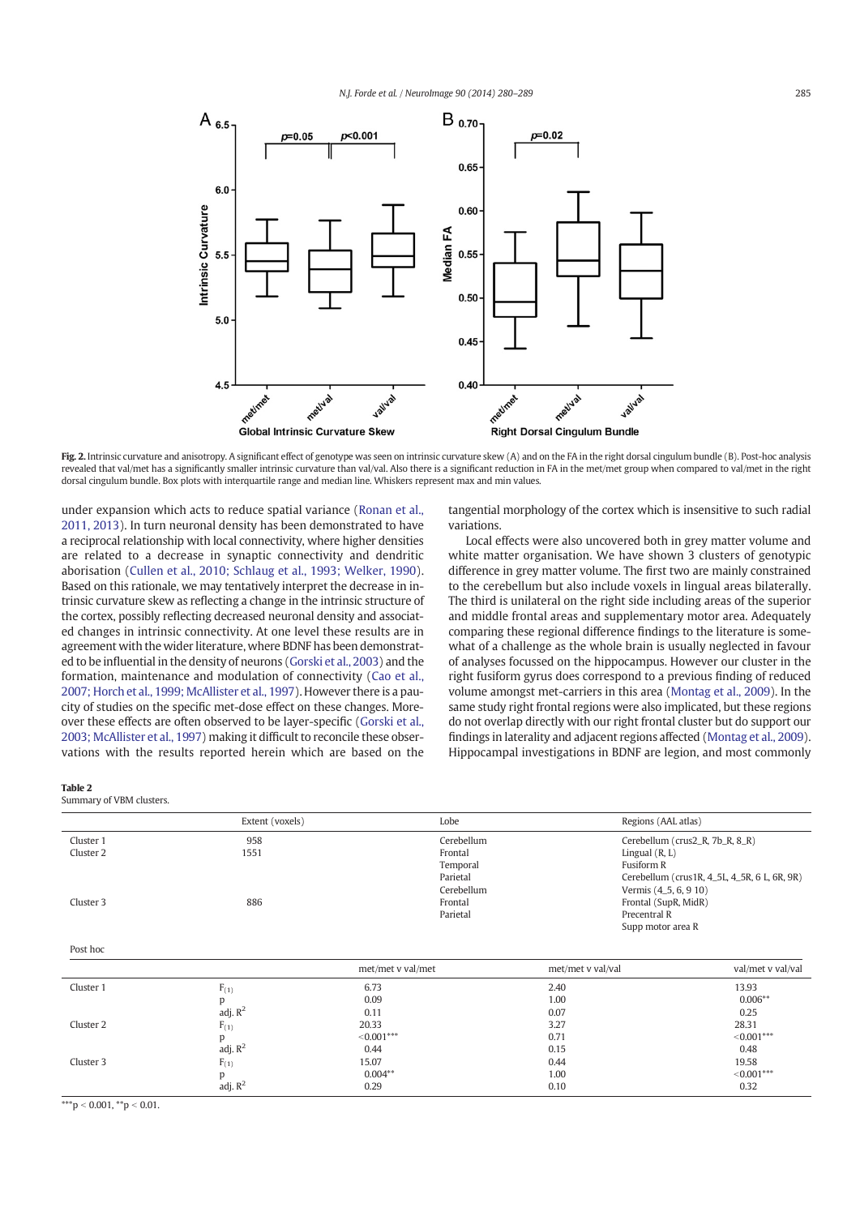**Fig. 2.** Intrinsic curvature and anisotropy. A significant effect of genotype was seen on intrinsic curvature skew (A) and on the FA in the right dorsal cingulum bundle (B). Post-hoc analysis revealed that val/met has a significantly smaller intrinsic curvature than val/val. Also there is a significant reduction in FA in the met/met group when compared to val/met in the right dorsal cingulum bundle. Box plots with interquartile range and median line. Whiskers represent max and min values.

under expansion which acts to reduce spatial variance (Ronan et al., 2011, 2013). In turn neuronal density has been demonstrated to have a reciprocal relationship with local connectivity, where higher densities are related to a decrease in synaptic connectivity and dendritic aborisation (Cullen et al., 2010; Schlaug et al., 1993; Welker, 1990). Based on this rationale, we may tentatively interpret the decrease in intrinsic curvature skew as reflecting a change in the intrinsic structure of the cortex, possibly reflecting decreased neuronal density and associated changes in intrinsic connectivity. At one level these results are in agreement with the wider literature, where BDNF has been demonstrated to be influential in the density of neurons (Gorski et al., 2003) and the formation, maintenance and modulation of connectivity (Cao et al., 2007; Horch et al., 1999; McAllister et al., 1997). However there is a paucity of studies on the specific met-dose effect on these changes. Moreover these effects are often observed to be layer-specific (Gorski et al., 2003; McAllister et al., 1997) making it difficult to reconcile these observations with the results reported herein which are based on the tangential morphology of the cortex which is insensitive to such radial variations.

Local effects were also uncovered both in grey matter volume and white matter organisation. We have shown 3 clusters of genotypic difference in grey matter volume. The first two are mainly constrained to the cerebellum but also include voxels in lingual areas bilaterally. The third is unilateral on the right side including areas of the superior and middle frontal areas and supplementary motor area. Adequately comparing these regional difference findings to the literature is somewhat of a challenge as the whole brain is usually neglected in favour of analyses focussed on the hippocampus. However our cluster in the right fusiform gyrus does correspond to a previous finding of reduced volume amongst met-carriers in this area (Montag et al., 2009). In the same study right frontal regions were also implicated, but these regions do not overlap directly with our right frontal cluster but do support our findings in laterality and adjacent regions affected (Montag et al., 2009). Hippocampal investigations in BDNF are legion, and most commonly

**Table 2**
Summary of VBM clusters.

| | Extent (voxels) | Lobe | Regions (AAL atlas) |
|---|---|---|---|
| Cluster 1 | 958 | Cerebellum | Cerebellum (crus2_R, 7b_R, 8_R) |
| Cluster 2 | 1551 | Frontal | Lingual (R, L) |
| | | Temporal | Fusiform R |
| | | Parietal | Cerebellum (crus1R, 4_5L, 4_5R, 6 L, 6R, 9R) |
| | | Cerebellum | Vermis (4_5, 6, 9 10) |
| Cluster 3 | 886 | Frontal | Frontal (SupR, MidR) |
| | | Parietal | Precentral R |
| | | | Supp motor area R |

Post hoc

| | | met/met v val/met | met/met v val/val | val/met v val/val |
|---|---|---|---|---|
| Cluster 1 | $F_{(1)}$ | 6.73 | 2.40 | 13.93 |
| | p | 0.09 | 1.00 | 0.006** |
| | adj. $R^2$ | 0.11 | 0.07 | 0.25 |
| Cluster 2 | $F_{(1)}$ | 20.33 | 3.27 | 28.31 |
| | p | <0.001*** | 0.71 | <0.001*** |
| | adj. $R^2$ | 0.44 | 0.15 | 0.48 |
| Cluster 3 | $F_{(1)}$ | 15.07 | 0.44 | 19.58 |
| | p | 0.004** | 1.00 | <0.001*** |
| | adj. $R^2$ | 0.29 | 0.10 | 0.32 |

***$p < 0.001$, **$p < 0.01$.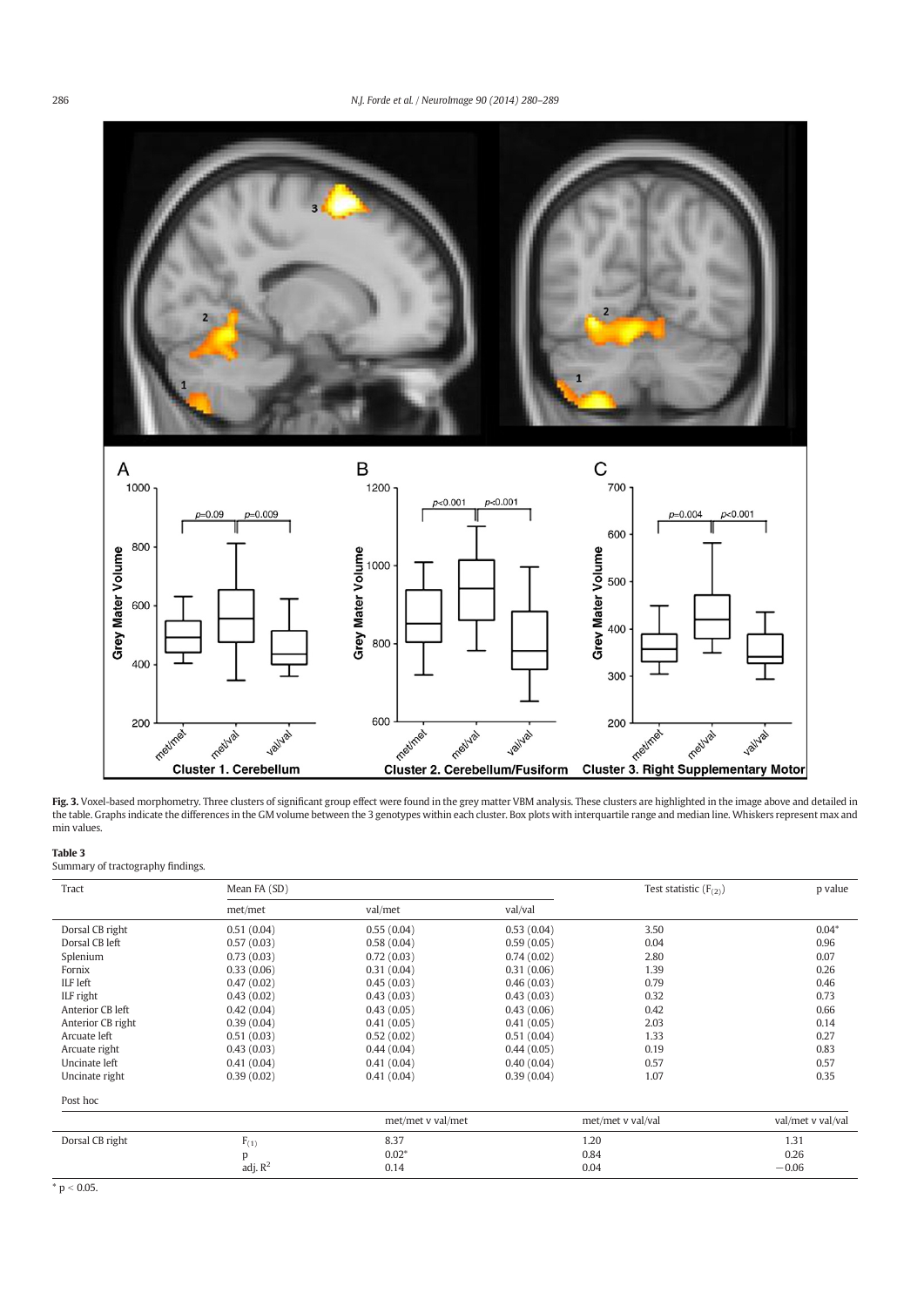**Fig. 3.** Voxel-based morphometry. Three clusters of significant group effect were found in the grey matter VBM analysis. These clusters are highlighted in the image above and detailed in the table. Graphs indicate the differences in the GM volume between the 3 genotypes within each cluster. Box plots with interquartile range and median line. Whiskers represent max and min values.

**Table 3**
Summary of tractography findings.

| Tract | Mean FA (SD) | | | Test statistic ($F_{(2)}$) | p value |
|---|---|---|---|---|---|
| | met/met | val/met | val/val | | |
| Dorsal CB right | 0.51 (0.04) | 0.55 (0.04) | 0.53 (0.04) | 3.50 | 0.04* |
| Dorsal CB left | 0.57 (0.03) | 0.58 (0.04) | 0.59 (0.05) | 0.04 | 0.96 |
| Splenium | 0.73 (0.03) | 0.72 (0.03) | 0.74 (0.02) | 2.80 | 0.07 |
| Fornix | 0.33 (0.06) | 0.31 (0.04) | 0.31 (0.06) | 1.39 | 0.26 |
| ILF left | 0.47 (0.02) | 0.45 (0.03) | 0.46 (0.03) | 0.79 | 0.46 |
| ILF right | 0.43 (0.02) | 0.43 (0.03) | 0.43 (0.03) | 0.32 | 0.73 |
| Anterior CB left | 0.42 (0.04) | 0.43 (0.05) | 0.43 (0.06) | 0.42 | 0.66 |
| Anterior CB right | 0.39 (0.04) | 0.41 (0.05) | 0.41 (0.05) | 2.03 | 0.14 |
| Arcuate left | 0.51 (0.03) | 0.52 (0.02) | 0.51 (0.04) | 1.33 | 0.27 |
| Arcuate right | 0.43 (0.03) | 0.44 (0.04) | 0.44 (0.05) | 0.19 | 0.83 |
| Uncinate left | 0.41 (0.04) | 0.41 (0.04) | 0.40 (0.04) | 0.57 | 0.57 |
| Uncinate right | 0.39 (0.02) | 0.41 (0.04) | 0.39 (0.04) | 1.07 | 0.35 |

Post hoc

| | | met/met v val/met | met/met v val/val | val/met v val/val |
|---|---|---|---|---|
| Dorsal CB right | $F_{(1)}$ | 8.37 | 1.20 | 1.31 |
| | p | 0.02* | 0.84 | 0.26 |
| | adj. $R^2$ | 0.14 | 0.04 | −0.06 |

\* $p < 0.05$.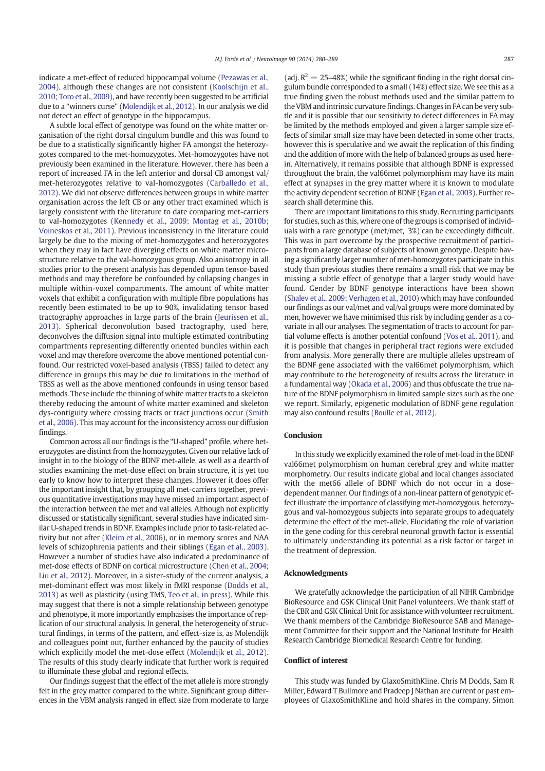indicate a met-effect of reduced hippocampal volume (Pezawas et al., 2004), although these changes are not consistent (Koolschijn et al., 2010; Toro et al., 2009), and have recently been suggested to be artificial due to a "winners curse" (Molendijk et al., 2012). In our analysis we did not detect an effect of genotype in the hippocampus.

A subtle local effect of genotype was found on the white matter organisation of the right dorsal cingulum bundle and this was found to be due to a statistically significantly higher FA amongst the heterozygotes compared to the met-homozygotes. Met-homozygotes have not previously been examined in the literature. However, there has been a report of increased FA in the left anterior and dorsal CB amongst val/met-heterozygotes relative to val-homozygotes (Carballedo et al., 2012). We did not observe differences between groups in white matter organisation across the left CB or any other tract examined which is largely consistent with the literature to date comparing met-carriers to val-homozygotes (Kennedy et al., 2009; Montag et al., 2010b; Voineskos et al., 2011). Previous inconsistency in the literature could largely be due to the mixing of met-homozygotes and heterozygotes when they may in fact have diverging effects on white matter microstructure relative to the val-homozygous group. Also anisotropy in all studies prior to the present analysis has depended upon tensor-based methods and may therefore be confounded by collapsing changes in multiple within-voxel compartments. The amount of white matter voxels that exhibit a configuration with multiple fibre populations has recently been estimated to be up to 90%, invalidating tensor based tractography approaches in large parts of the brain (Jeurissen et al., 2013). Spherical deconvolution based tractography, used here, deconvolves the diffusion signal into multiple estimated contributing compartments representing differently oriented bundles within each voxel and may therefore overcome the above mentioned potential confound. Our restricted voxel-based analysis (TBSS) failed to detect any difference in groups this may be due to limitations in the method of TBSS as well as the above mentioned confounds in using tensor based methods. These include the thinning of white matter tracts to a skeleton thereby reducing the amount of white matter examined and skeleton dys-contiguity where crossing tracts or tract junctions occur (Smith et al., 2006). This may account for the inconsistency across our diffusion findings.

Common across all our findings is the "U-shaped" profile, where heterozygotes are distinct from the homozygotes. Given our relative lack of insight in to the biology of the BDNF met-allele, as well as a dearth of studies examining the met-dose effect on brain structure, it is yet too early to know how to interpret these changes. However it does offer the important insight that, by grouping all met-carriers together, previous quantitative investigations may have missed an important aspect of the interaction between the met and val alleles. Although not explicitly discussed or statistically significant, several studies have indicated similar U-shaped trends in BDNF. Examples include prior to task-related activity but not after (Kleim et al., 2006), or in memory scores and NAA levels of schizophrenia patients and their siblings (Egan et al., 2003). However a number of studies have also indicated a predominance of met-dose effects of BDNF on cortical microstructure (Chen et al., 2004; Liu et al., 2012). Moreover, in a sister-study of the current analysis, a met-dominant effect was most likely in fMRI response (Dodds et al., 2013) as well as plasticity (using TMS, Teo et al., in press). While this may suggest that there is not a simple relationship between genotype and phenotype, it more importantly emphasises the importance of replication of our structural analysis. In general, the heterogeneity of structural findings, in terms of the pattern, and effect-size is, as Molendijk and colleagues point out, further enhanced by the paucity of studies which explicitly model the met-dose effect (Molendijk et al., 2012). The results of this study clearly indicate that further work is required to illuminate these global and regional effects.

Our findings suggest that the effect of the met allele is more strongly felt in the grey matter compared to the white. Significant group differences in the VBM analysis ranged in effect size from moderate to large (adj. $R^2$ = 25–48%) while the significant finding in the right dorsal cingulum bundle corresponded to a small (14%) effect size. We see this as a true finding given the robust methods used and the similar pattern to the VBM and intrinsic curvature findings. Changes in FA can be very subtle and it is possible that our sensitivity to detect differences in FA may be limited by the methods employed and given a larger sample size effects of similar small size may have been detected in some other tracts, however this is speculative and we await the replication of this finding and the addition of more with the help of balanced groups as used herein. Alternatively, it remains possible that although BDNF is expressed throughout the brain, the val66met polymorphism may have its main effect at synapses in the grey matter where it is known to modulate the activity dependent secretion of BDNF (Egan et al., 2003). Further research shall determine this.

There are important limitations to this study. Recruiting participants for studies, such as this, where one of the groups is comprised of individuals with a rare genotype (met/met, 3%) can be exceedingly difficult. This was in part overcome by the prospective recruitment of participants from a large database of subjects of known genotype. Despite having a significantly larger number of met-homozygotes participate in this study than previous studies there remains a small risk that we may be missing a subtle effect of genotype that a larger study would have found. Gender by BDNF genotype interactions have been shown (Shalev et al., 2009; Verhagen et al., 2010) which may have confounded our findings as our val/met and val/val groups were more dominated by men, however we have minimised this risk by including gender as a covariate in all our analyses. The segmentation of tracts to account for partial volume effects is another potential confound (Vos et al., 2011), and it is possible that changes in peripheral tract regions were excluded from analysis. More generally there are multiple alleles upstream of the BDNF gene associated with the val66met polymorphism, which may contribute to the heterogeneity of results across the literature in a fundamental way (Okada et al., 2006) and thus obfuscate the true nature of the BDNF polymorphism in limited sample sizes such as the one we report. Similarly, epigenetic modulation of BDNF gene regulation may also confound results (Boulle et al., 2012).

## Conclusion

In this study we explicitly examined the role of met-load in the BDNF val66met polymorphism on human cerebral grey and white matter morphometry. Our results indicate global and local changes associated with the met66 allele of BDNF which do not occur in a dose-dependent manner. Our findings of a non-linear pattern of genotypic effect illustrate the importance of classifying met-homozygous, heterozygous and val-homozygous subjects into separate groups to adequately determine the effect of the met-allele. Elucidating the role of variation in the gene coding for this cerebral neuronal growth factor is essential to ultimately understanding its potential as a risk factor or target in the treatment of depression.

## Acknowledgments

We gratefully acknowledge the participation of all NIHR Cambridge BioResource and GSK Clinical Unit Panel volunteers. We thank staff of the CBR and GSK Clinical Unit for assistance with volunteer recruitment. We thank members of the Cambridge BioResource SAB and Management Committee for their support and the National Institute for Health Research Cambridge Biomedical Research Centre for funding.

## Conflict of interest

This study was funded by GlaxoSmithKline. Chris M Dodds, Sam R Miller, Edward T Bullmore and Pradeep J Nathan are current or past employees of GlaxoSmithKline and hold shares in the company. Simon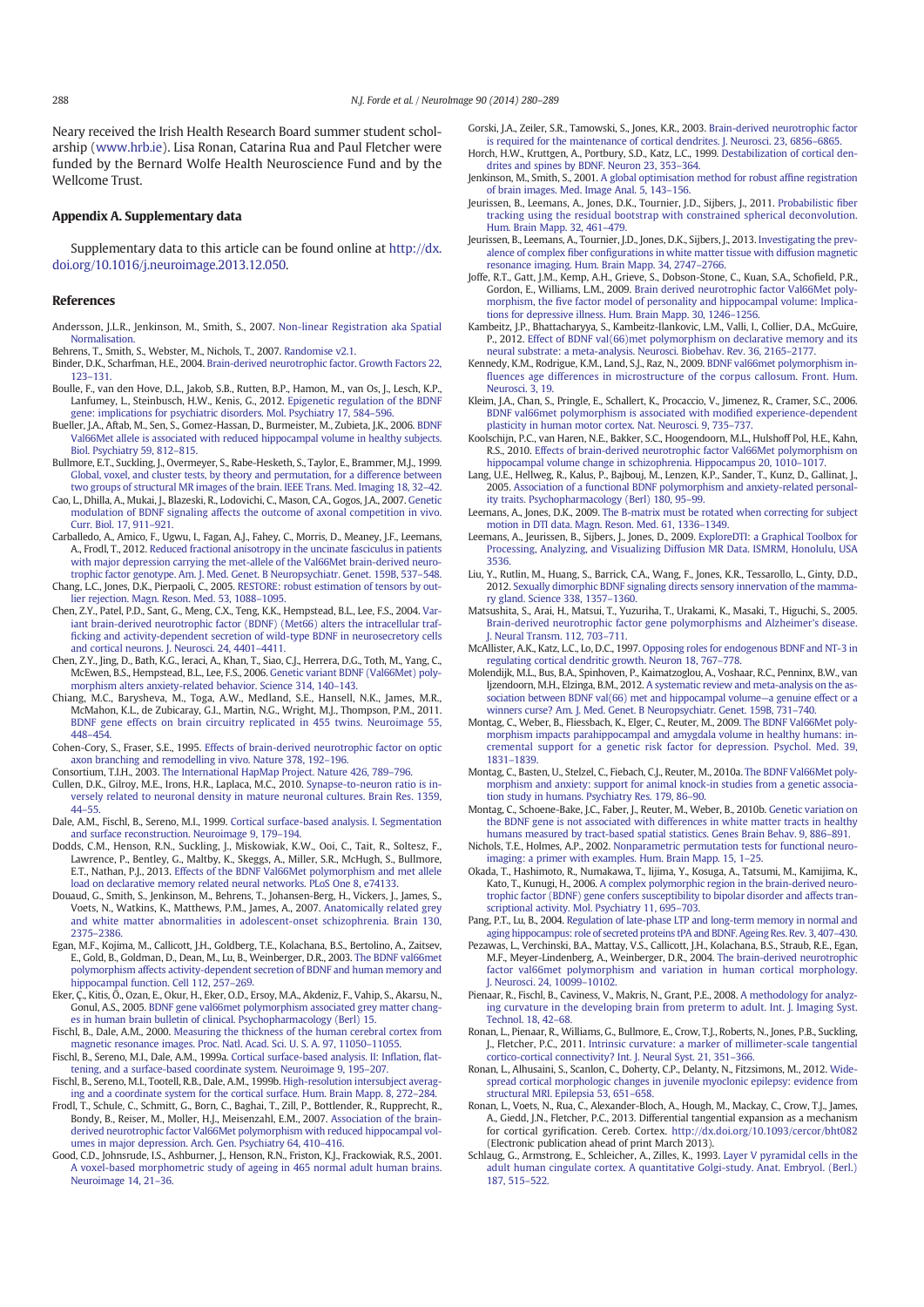Neary received the Irish Health Research Board summer student scholarship (www.hrb.ie). Lisa Ronan, Catarina Rua and Paul Fletcher were funded by the Bernard Wolfe Health Neuroscience Fund and by the Wellcome Trust.

## Appendix A. Supplementary data

Supplementary data to this article can be found online at http://dx.doi.org/10.1016/j.neuroimage.2013.12.050.

## References

Andersson, J.L.R., Jenkinson, M., Smith, S., 2007. Non-linear Registration aka Spatial Normalisation.

Behrens, T., Smith, S., Webster, M., Nichols, T., 2007. Randomise v2.1.

Binder, D.K., Scharfman, H.E., 2004. Brain-derived neurotrophic factor. Growth Factors 22, 123–131.

Boulle, F., van den Hove, D.L., Jakob, S.B., Rutten, B.P., Hamon, M., van Os, J., Lesch, K.P., Lanfumey, L., Steinbusch, H.W., Kenis, G., 2012. Epigenetic regulation of the BDNF gene: implications for psychiatric disorders. Mol. Psychiatry 17, 584–596.

Bueller, J.A., Aftab, M., Sen, S., Gomez-Hassan, D., Burmeister, M., Zubieta, J.K., 2006. BDNF Val66Met allele is associated with reduced hippocampal volume in healthy subjects. Biol. Psychiatry 59, 812–815.

Bullmore, E.T., Suckling, J., Overmeyer, S., Rabe-Hesketh, S., Taylor, E., Brammer, M.J., 1999. Global, voxel, and cluster tests, by theory and permutation, for a difference between two groups of structural MR images of the brain. IEEE Trans. Med. Imaging 18, 32–42.

Cao, L., Dhilla, A., Mukai, J., Blazeski, R., Lodovichi, C., Mason, C.A., Gogos, J.A., 2007. Genetic modulation of BDNF signaling affects the outcome of axonal competition in vivo. Curr. Biol. 17, 911–921.

Carballedo, A., Amico, F., Ugwu, I., Fagan, A.J., Fahey, C., Morris, D., Meaney, J.F., Leemans, A., Frodl, T., 2012. Reduced fractional anisotropy in the uncinate fasciculus in patients with major depression carrying the met-allele of the Val66Met brain-derived neurotrophic factor genotype. Am. J. Med. Genet. B Neuropsychiatr. Genet. 159B, 537–548.

Chang, L.C., Jones, D.K., Pierpaoli, C., 2005. RESTORE: robust estimation of tensors by outlier rejection. Magn. Reson. Med. 53, 1088–1095.

Chen, Z.Y., Patel, P.D., Sant, G., Meng, C.X., Teng, K.K., Hempstead, B.L., Lee, F.S., 2004. Variant brain-derived neurotrophic factor (BDNF) (Met66) alters the intracellular trafficking and activity-dependent secretion of wild-type BDNF in neurosecretory cells and cortical neurons. J. Neurosci. 24, 4401–4411.

Chen, Z.Y., Jing, D., Bath, K.G., Ieraci, A., Khan, T., Siao, C.J., Herrera, D.G., Toth, M., Yang, C., McEwen, B.S., Hempstead, B.L., Lee, F.S., 2006. Genetic variant BDNF (Val66Met) polymorphism alters anxiety-related behavior. Science 314, 140–143.

Chiang, M.C., Barysheva, M., Toga, A.W., Medland, S.E., Hansell, N.K., James, M.R., McMahon, K.L., de Zubicaray, G.I., Martin, N.G., Wright, M.J., Thompson, P.M., 2011. BDNF gene effects on brain circuitry replicated in 455 twins. Neuroimage 55, 448–454.

Cohen-Cory, S., Fraser, S.E., 1995. Effects of brain-derived neurotrophic factor on optic axon branching and remodelling in vivo. Nature 378, 192–196.

Consortium, T.I.H., 2003. The International HapMap Project. Nature 426, 789–796.

Cullen, D.K., Gilroy, M.E., Irons, H.R., Laplaca, M.C., 2010. Synapse-to-neuron ratio is inversely related to neuronal density in mature neuronal cultures. Brain Res. 1359, 44–55.

Dale, A.M., Fischl, B., Sereno, M.I., 1999. Cortical surface-based analysis. I. Segmentation and surface reconstruction. Neuroimage 9, 179–194.

Dodds, C.M., Henson, R.N., Suckling, J., Miskowiak, K.W., Ooi, C., Tait, R., Soltesz, F., Lawrence, P., Bentley, G., Maltby, K., Skeggs, A., Miller, S.R., McHugh, S., Bullmore, E.T., Nathan, P.J., 2013. Effects of the BDNF Val66Met polymorphism and met allele load on declarative memory related neural networks. PLoS One 8, e74133.

Douaud, G., Smith, S., Jenkinson, M., Behrens, T., Johansen-Berg, H., Vickers, J., James, S., Voets, N., Watkins, K., Matthews, P.M., James, A., 2007. Anatomically related grey and white matter abnormalities in adolescent-onset schizophrenia. Brain 130, 2375–2386.

Egan, M.F., Kojima, M., Callicott, J.H., Goldberg, T.E., Kolachana, B.S., Bertolino, A., Zaitsev, E., Gold, B., Goldman, D., Dean, M., Lu, B., Weinberger, D.R., 2003. The BDNF val66met polymorphism affects activity-dependent secretion of BDNF and human memory and hippocampal function. Cell 112, 257–269.

Eker, Ç., Kitis, Ö., Ozan, E., Okur, H., Eker, O.D., Ersoy, M.A., Akdeniz, F., Vahip, S., Akarsu, N., Gonul, A.S., 2005. BDNF gene val66met polymorphism associated grey matter changes in human brain bulletin of clinical. Psychopharmacology (Berl) 15.

Fischl, B., Dale, A.M., 2000. Measuring the thickness of the human cerebral cortex from magnetic resonance images. Proc. Natl. Acad. Sci. U. S. A. 97, 11050–11055.

Fischl, B., Sereno, M.I., Dale, A.M., 1999a. Cortical surface-based analysis. II: Inflation, flattening, and a surface-based coordinate system. Neuroimage 9, 195–207.

Fischl, B., Sereno, M.I., Tootell, R.B., Dale, A.M., 1999b. High-resolution intersubject averaging and a coordinate system for the cortical surface. Hum. Brain Mapp. 8, 272–284.

Frodl, T., Schule, C., Schmitt, G., Born, C., Baghai, T., Zill, P., Bottlender, R., Rupprecht, R., Bondy, B., Reiser, M., Moller, H.J., Meisenzahl, E.M., 2007. Association of the brain-derived neurotrophic factor Val66Met polymorphism with reduced hippocampal volumes in major depression. Arch. Gen. Psychiatry 64, 410–416.

Good, C.D., Johnsrude, I.S., Ashburner, J., Henson, R.N., Friston, K.J., Frackowiak, R.S., 2001. A voxel-based morphometric study of ageing in 465 normal adult human brains. Neuroimage 14, 21–36.

Gorski, J.A., Zeiler, S.R., Tamowski, S., Jones, K.R., 2003. Brain-derived neurotrophic factor is required for the maintenance of cortical dendrites. J. Neurosci. 23, 6856–6865.

Horch, H.W., Kruttgen, A., Portbury, S.D., Katz, L.C., 1999. Destabilization of cortical dendrites and spines by BDNF. Neuron 23, 353–364.

Jenkinson, M., Smith, S., 2001. A global optimisation method for robust affine registration of brain images. Med. Image Anal. 5, 143–156.

Jeurissen, B., Leemans, A., Jones, D.K., Tournier, J.D., Sijbers, J., 2011. Probabilistic fiber tracking using the residual bootstrap with constrained spherical deconvolution. Hum. Brain Mapp. 32, 461–479.

Jeurissen, B., Leemans, A., Tournier, J.D., Jones, D.K., Sijbers, J., 2013. Investigating the prevalence of complex fiber configurations in white matter tissue with diffusion magnetic resonance imaging. Hum. Brain Mapp. 34, 2747–2766.

Joffe, R.T., Gatt, J.M., Kemp, A.H., Grieve, S., Dobson-Stone, C., Kuan, S.A., Schofield, P.R., Gordon, E., Williams, L.M., 2009. Brain derived neurotrophic factor Val66Met polymorphism, the five factor model of personality and hippocampal volume: Implications for depressive illness. Hum. Brain Mapp. 30, 1246–1256.

Kambeitz, J.P., Bhattacharyya, S., Kambeitz-Ilankovic, L.M., Valli, I., Collier, D.A., McGuire, P., 2012. Effect of BDNF val(66)met polymorphism on declarative memory and its neural substrate: a meta-analysis. Neurosci. Biobehav. Rev. 36, 2165–2177.

Kennedy, K.M., Rodrigue, K.M., Land, S.J., Raz, N., 2009. BDNF val66met polymorphism influences age differences in microstructure of the corpus callosum. Front. Hum. Neurosci. 3, 19.

Kleim, J.A., Chan, S., Pringle, E., Schallert, K., Procaccio, V., Jimenez, R., Cramer, S.C., 2006. BDNF val66met polymorphism is associated with modified experience-dependent plasticity in human motor cortex. Nat. Neurosci. 9, 735–737.

Koolschijn, P.C., van Haren, N.E., Bakker, S.C., Hoogendoorn, M.L., Hulshoff Pol, H.E., Kahn, R.S., 2010. Effects of brain-derived neurotrophic factor Val66Met polymorphism on hippocampal volume change in schizophrenia. Hippocampus 20, 1010–1017.

Lang, U.E., Hellweg, R., Kalus, P., Bajbouj, M., Lenzen, K.P., Sander, T., Kunz, D., Gallinat, J., 2005. Association of a functional BDNF polymorphism and anxiety-related personality traits. Psychopharmacology (Berl) 180, 95–99.

Leemans, A., Jones, D.K., 2009. The B-matrix must be rotated when correcting for subject motion in DTI data. Magn. Reson. Med. 61, 1336–1349.

Leemans, A., Jeurissen, B., Sijbers, J., Jones, D., 2009. ExploreDTI: a Graphical Toolbox for Processing, Analyzing, and Visualizing Diffusion MR Data. ISMRM, Honolulu, USA 3536.

Liu, Y., Rutlin, M., Huang, S., Barrick, C.A., Wang, F., Jones, K.R., Tessarollo, L., Ginty, D.D., 2012. Sexually dimorphic BDNF signaling directs sensory innervation of the mammary gland. Science 338, 1357–1360.

Matsushita, S., Arai, H., Matsui, T., Yuzuriha, T., Urakami, K., Masaki, T., Higuchi, S., 2005. Brain-derived neurotrophic factor gene polymorphisms and Alzheimer's disease. J. Neural Transm. 112, 703–711.

McAllister, A.K., Katz, L.C., Lo, D.C., 1997. Opposing roles for endogenous BDNF and NT-3 in regulating cortical dendritic growth. Neuron 18, 767–778.

Molendijk, M.L., Bus, B.A., Spinhoven, P., Kaimatzoglou, A., Voshaar, R.C., Penninx, B.W., van Ijzendoorn, M.H., Elzinga, B.M., 2012. A systematic review and meta-analysis on the association between BDNF val(66) met and hippocampal volume—a genuine effect or a winners curse? Am. J. Med. Genet. B Neuropsychiatr. Genet. 159B, 731–740.

Montag, C., Weber, B., Fliessbach, K., Elger, C., Reuter, M., 2009. The BDNF Val66Met polymorphism impacts parahippocampal and amygdala volume in healthy humans: incremental support for a genetic risk factor for depression. Psychol. Med. 39, 1831–1839.

Montag, C., Basten, U., Stelzel, C., Fiebach, C.J., Reuter, M., 2010a. The BDNF Val66Met polymorphism and anxiety: support for animal knock-in studies from a genetic association study in humans. Psychiatry Res. 179, 86–90.

Montag, C., Schoene-Bake, J.C., Faber, J., Reuter, M., Weber, B., 2010b. Genetic variation on the BDNF gene is not associated with differences in white matter tracts in healthy humans measured by tract-based spatial statistics. Genes Brain Behav. 9, 886–891.

Nichols, T.E., Holmes, A.P., 2002. Nonparametric permutation tests for functional neuroimaging: a primer with examples. Hum. Brain Mapp. 15, 1–25.

Okada, T., Hashimoto, R., Numakawa, T., Iijima, Y., Kosuga, A., Tatsumi, M., Kamijima, K., Kato, T., Kunugi, H., 2006. A complex polymorphic region in the brain-derived neurotrophic factor (BDNF) gene confers susceptibility to bipolar disorder and affects transcriptional activity. Mol. Psychiatry 11, 695–703.

Pang, P.T., Lu, B., 2004. Regulation of late-phase LTP and long-term memory in normal and aging hippocampus: role of secreted proteins tPA and BDNF. Ageing Res. Rev. 3, 407–430.

Pezawas, L., Verchinski, B.A., Mattay, V.S., Callicott, J.H., Kolachana, B.S., Straub, R.E., Egan, M.F., Meyer-Lindenberg, A., Weinberger, D.R., 2004. The brain-derived neurotrophic factor val66met polymorphism and variation in human cortical morphology. J. Neurosci. 24, 10099–10102.

Pienaar, R., Fischl, B., Caviness, V., Makris, N., Grant, P.E., 2008. A methodology for analyzing curvature in the developing brain from preterm to adult. Int. J. Imaging Syst. Technol. 18, 42–68.

Ronan, L., Pienaar, R., Williams, G., Bullmore, E., Crow, T.J., Roberts, N., Jones, P.B., Suckling, J., Fletcher, P.C., 2011. Intrinsic curvature: a marker of millimeter-scale tangential cortico-cortical connectivity? Int. J. Neural Syst. 21, 351–366.

Ronan, L., Alhusaini, S., Scanlon, C., Doherty, C.P., Delanty, N., Fitzsimons, M., 2012. Widespread cortical morphologic changes in juvenile myoclonic epilepsy: evidence from structural MRI. Epilepsia 53, 651–658.

Ronan, L., Voets, N., Rua, C., Alexander-Bloch, A., Hough, M., Mackay, C., Crow, T.J., James, A., Giedd, J.N., Fletcher, P.C., 2013. Differential tangential expansion as a mechanism for cortical gyrification. Cereb. Cortex. http://dx.doi.org/10.1093/cercor/bht082 (Electronic publication ahead of print March 2013).

Schlaug, G., Armstrong, E., Schleicher, A., Zilles, K., 1993. Layer V pyramidal cells in the adult human cingulate cortex. A quantitative Golgi-study. Anat. Embryol. (Berl.) 187, 515–522.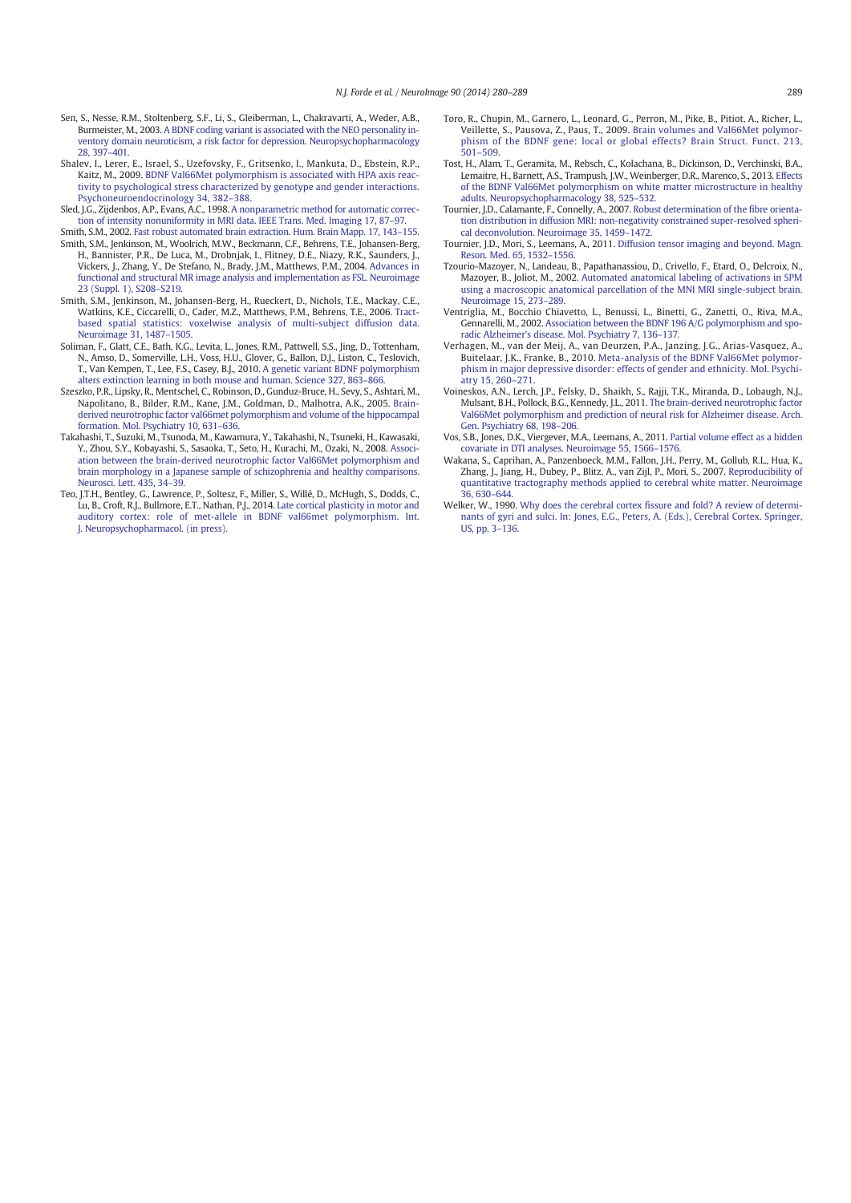Sen, S., Nesse, R.M., Stoltenberg, S.F., Li, S., Gleiberman, L., Chakravarti, A., Weder, A.B., Burmeister, M., 2003. A BDNF coding variant is associated with the NEO personality inventory domain neuroticism, a risk factor for depression. Neuropsychopharmacology 28, 397–401.

Shalev, I., Lerer, E., Israel, S., Uzefovsky, F., Gritsenko, I., Mankuta, D., Ebstein, R.P., Kaitz, M., 2009. BDNF Val66Met polymorphism is associated with HPA axis reactivity to psychological stress characterized by genotype and gender interactions. Psychoneuroendocrinology 34, 382–388.

Sled, J.G., Zijdenbos, A.P., Evans, A.C., 1998. A nonparametric method for automatic correction of intensity nonuniformity in MRI data. IEEE Trans. Med. Imaging 17, 87–97.

Smith, S.M., 2002. Fast robust automated brain extraction. Hum. Brain Mapp. 17, 143–155.

Smith, S.M., Jenkinson, M., Woolrich, M.W., Beckmann, C.F., Behrens, T.E., Johansen-Berg, H., Bannister, P.R., De Luca, M., Drobnjak, I., Flitney, D.E., Niazy, R.K., Saunders, J., Vickers, J., Zhang, Y., De Stefano, N., Brady, J.M., Matthews, P.M., 2004. Advances in functional and structural MR image analysis and implementation as FSL. Neuroimage 23 (Suppl. 1), S208–S219.

Smith, S.M., Jenkinson, M., Johansen-Berg, H., Rueckert, D., Nichols, T.E., Mackay, C.E., Watkins, K.E., Ciccarelli, O., Cader, M.Z., Matthews, P.M., Behrens, T.E., 2006. Tract-based spatial statistics: voxelwise analysis of multi-subject diffusion data. Neuroimage 31, 1487–1505.

Soliman, F., Glatt, C.E., Bath, K.G., Levita, L., Jones, R.M., Pattwell, S.S., Jing, D., Tottenham, N., Amso, D., Somerville, L.H., Voss, H.U., Glover, G., Ballon, D.J., Liston, C., Teslovich, T., Van Kempen, T., Lee, F.S., Casey, B.J., 2010. A genetic variant BDNF polymorphism alters extinction learning in both mouse and human. Science 327, 863–866.

Szeszko, P.R., Lipsky, R., Mentschel, C., Robinson, D., Gunduz-Bruce, H., Sevy, S., Ashtari, M., Napolitano, B., Bilder, R.M., Kane, J.M., Goldman, D., Malhotra, A.K., 2005. Brain-derived neurotrophic factor val66met polymorphism and volume of the hippocampal formation. Mol. Psychiatry 10, 631–636.

Takahashi, T., Suzuki, M., Tsunoda, M., Kawamura, Y., Takahashi, N., Tsuneki, H., Kawasaki, Y., Zhou, S.Y., Kobayashi, S., Sasaoka, T., Seto, H., Kurachi, M., Ozaki, N., 2008. Association between the brain-derived neurotrophic factor Val66Met polymorphism and brain morphology in a Japanese sample of schizophrenia and healthy comparisons. Neurosci. Lett. 435, 34–39.

Teo, J.T.H., Bentley, G., Lawrence, P., Soltesz, F., Miller, S., Willé, D., McHugh, S., Dodds, C., Lu, B., Croft, R.J., Bullmore, E.T., Nathan, P.J., 2014. Late cortical plasticity in motor and auditory cortex: role of met-allele in BDNF val66met polymorphism. Int. J. Neuropsychopharmacol. (in press).

Toro, R., Chupin, M., Garnero, L., Leonard, G., Perron, M., Pike, B., Pitiot, A., Richer, L., Veillette, S., Pausova, Z., Paus, T., 2009. Brain volumes and Val66Met polymorphism of the BDNF gene: local or global effects? Brain Struct. Funct. 213, 501–509.

Tost, H., Alam, T., Geramita, M., Rebsch, C., Kolachana, B., Dickinson, D., Verchinski, B.A., Lemaitre, H., Barnett, A.S., Trampush, J.W., Weinberger, D.R., Marenco, S., 2013. Effects of the BDNF Val66Met polymorphism on white matter microstructure in healthy adults. Neuropsychopharmacology 38, 525–532.

Tournier, J.D., Calamante, F., Connelly, A., 2007. Robust determination of the fibre orientation distribution in diffusion MRI: non-negativity constrained super-resolved spherical deconvolution. Neuroimage 35, 1459–1472.

Tournier, J.D., Mori, S., Leemans, A., 2011. Diffusion tensor imaging and beyond. Magn. Reson. Med. 65, 1532–1556.

Tzourio-Mazoyer, N., Landeau, B., Papathanassiou, D., Crivello, F., Etard, O., Delcroix, N., Mazoyer, B., Joliot, M., 2002. Automated anatomical labeling of activations in SPM using a macroscopic anatomical parcellation of the MNI MRI single-subject brain. Neuroimage 15, 273–289.

Ventriglia, M., Bocchio Chiavetto, L., Benussi, L., Binetti, G., Zanetti, O., Riva, M.A., Gennarelli, M., 2002. Association between the BDNF 196 A/G polymorphism and sporadic Alzheimer's disease. Mol. Psychiatry 7, 136–137.

Verhagen, M., van der Meij, A., van Deurzen, P.A., Janzing, J.G., Arias-Vasquez, A., Buitelaar, J.K., Franke, B., 2010. Meta-analysis of the BDNF Val66Met polymorphism in major depressive disorder: effects of gender and ethnicity. Mol. Psychiatry 15, 260–271.

Voineskos, A.N., Lerch, J.P., Felsky, D., Shaikh, S., Rajji, T.K., Miranda, D., Lobaugh, N.J., Mulsant, B.H., Pollock, B.G., Kennedy, J.L., 2011. The brain-derived neurotrophic factor Val66Met polymorphism and prediction of neural risk for Alzheimer disease. Arch. Gen. Psychiatry 68, 198–206.

Vos, S.B., Jones, D.K., Viergever, M.A., Leemans, A., 2011. Partial volume effect as a hidden covariate in DTI analyses. Neuroimage 55, 1566–1576.

Wakana, S., Caprihan, A., Panzenboeck, M.M., Fallon, J.H., Perry, M., Gollub, R.L., Hua, K., Zhang, J., Jiang, H., Dubey, P., Blitz, A., van Zijl, P., Mori, S., 2007. Reproducibility of quantitative tractography methods applied to cerebral white matter. Neuroimage 36, 630–644.

Welker, W., 1990. Why does the cerebral cortex fissure and fold? A review of determinants of gyri and sulci. In: Jones, E.G., Peters, A. (Eds.), Cerebral Cortex. Springer, US, pp. 3–136.